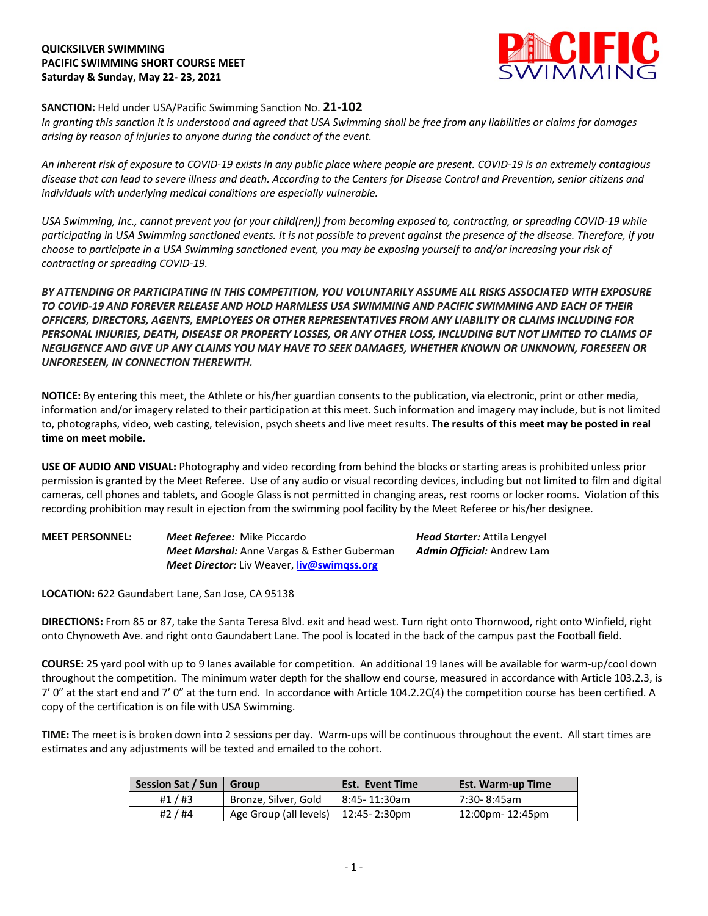**QUICKSILVER SWIMMING**
**PACIFIC SWIMMING SHORT COURSE MEET**
**Saturday & Sunday, May 22- 23, 2021**

**SANCTION:** Held under USA/Pacific Swimming Sanction No. **21-102**
*In granting this sanction it is understood and agreed that USA Swimming shall be free from any liabilities or claims for damages arising by reason of injuries to anyone during the conduct of the event.*

*An inherent risk of exposure to COVID-19 exists in any public place where people are present. COVID-19 is an extremely contagious disease that can lead to severe illness and death. According to the Centers for Disease Control and Prevention, senior citizens and individuals with underlying medical conditions are especially vulnerable.*

*USA Swimming, Inc., cannot prevent you (or your child(ren)) from becoming exposed to, contracting, or spreading COVID-19 while participating in USA Swimming sanctioned events. It is not possible to prevent against the presence of the disease. Therefore, if you choose to participate in a USA Swimming sanctioned event, you may be exposing yourself to and/or increasing your risk of contracting or spreading COVID-19.*

***BY ATTENDING OR PARTICIPATING IN THIS COMPETITION, YOU VOLUNTARILY ASSUME ALL RISKS ASSOCIATED WITH EXPOSURE TO COVID-19 AND FOREVER RELEASE AND HOLD HARMLESS USA SWIMMING AND PACIFIC SWIMMING AND EACH OF THEIR OFFICERS, DIRECTORS, AGENTS, EMPLOYEES OR OTHER REPRESENTATIVES FROM ANY LIABILITY OR CLAIMS INCLUDING FOR PERSONAL INJURIES, DEATH, DISEASE OR PROPERTY LOSSES, OR ANY OTHER LOSS, INCLUDING BUT NOT LIMITED TO CLAIMS OF NEGLIGENCE AND GIVE UP ANY CLAIMS YOU MAY HAVE TO SEEK DAMAGES, WHETHER KNOWN OR UNKNOWN, FORESEEN OR UNFORESEEN, IN CONNECTION THEREWITH.***

**NOTICE:** By entering this meet, the Athlete or his/her guardian consents to the publication, via electronic, print or other media, information and/or imagery related to their participation at this meet. Such information and imagery may include, but is not limited to, photographs, video, web casting, television, psych sheets and live meet results. **The results of this meet may be posted in real time on meet mobile.**

**USE OF AUDIO AND VISUAL:** Photography and video recording from behind the blocks or starting areas is prohibited unless prior permission is granted by the Meet Referee. Use of any audio or visual recording devices, including but not limited to film and digital cameras, cell phones and tablets, and Google Glass is not permitted in changing areas, rest rooms or locker rooms. Violation of this recording prohibition may result in ejection from the swimming pool facility by the Meet Referee or his/her designee.

**MEET PERSONNEL:**
***Meet Referee:*** Mike Piccardo
***Meet Marshal:*** Anne Vargas & Esther Guberman
***Meet Director:*** Liv Weaver, liv@swimqss.org
***Head Starter:*** Attila Lengyel
***Admin Official:*** Andrew Lam

**LOCATION:** 622 Gaundabert Lane, San Jose, CA 95138

**DIRECTIONS:** From 85 or 87, take the Santa Teresa Blvd. exit and head west. Turn right onto Thornwood, right onto Winfield, right onto Chynoweth Ave. and right onto Gaundabert Lane. The pool is located in the back of the campus past the Football field.

**COURSE:** 25 yard pool with up to 9 lanes available for competition. An additional 19 lanes will be available for warm-up/cool down throughout the competition. The minimum water depth for the shallow end course, measured in accordance with Article 103.2.3, is 7' 0" at the start end and 7' 0" at the turn end. In accordance with Article 104.2.2C(4) the competition course has been certified. A copy of the certification is on file with USA Swimming.

**TIME:** The meet is is broken down into 2 sessions per day. Warm-ups will be continuous throughout the event. All start times are estimates and any adjustments will be texted and emailed to the cohort.

| Session Sat / Sun | Group | Est. Event Time | Est. Warm-up Time |
|---|---|---|---|
| #1 / #3 | Bronze, Silver, Gold | 8:45- 11:30am | 7:30- 8:45am |
| #2 / #4 | Age Group (all levels) | 12:45- 2:30pm | 12:00pm- 12:45pm |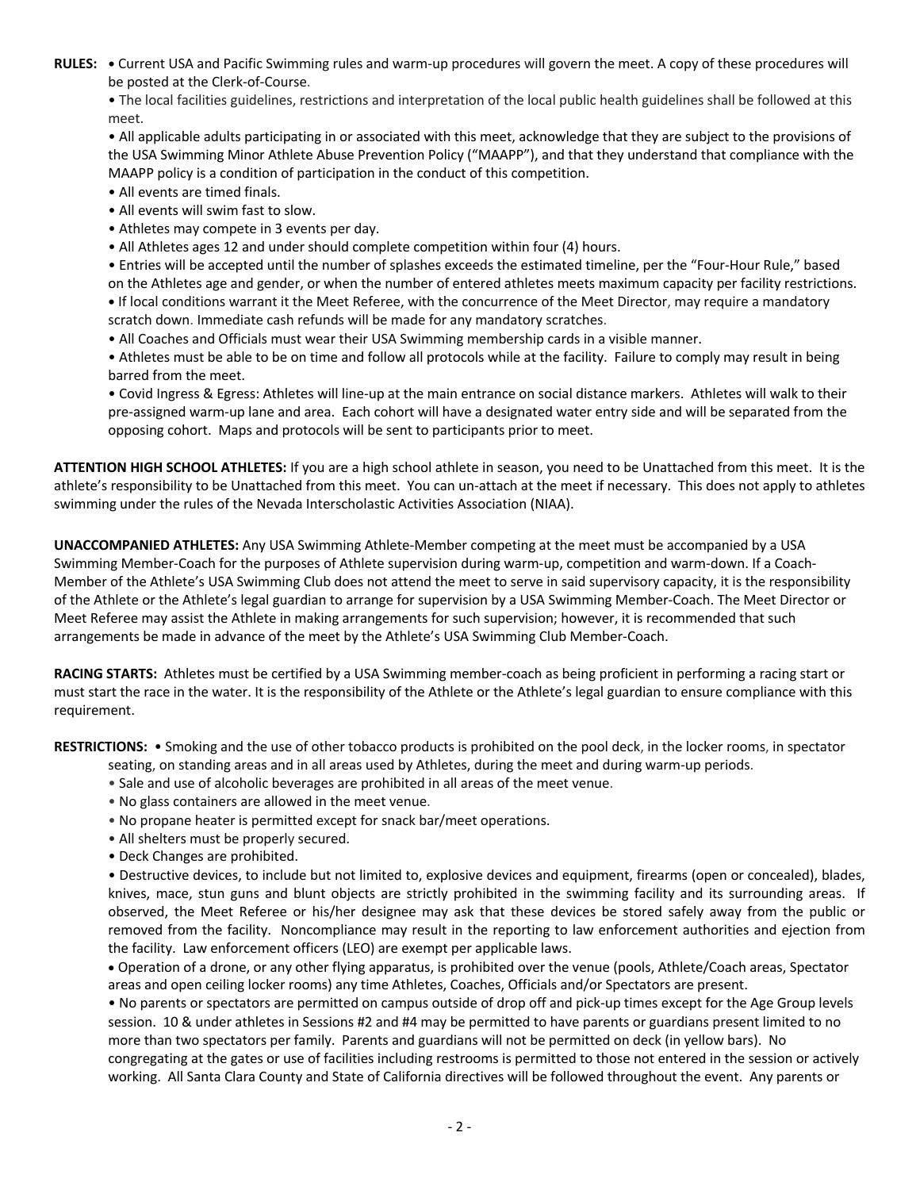**RULES:** • Current USA and Pacific Swimming rules and warm-up procedures will govern the meet. A copy of these procedures will be posted at the Clerk-of-Course.

• The local facilities guidelines, restrictions and interpretation of the local public health guidelines shall be followed at this meet.

• All applicable adults participating in or associated with this meet, acknowledge that they are subject to the provisions of the USA Swimming Minor Athlete Abuse Prevention Policy ("MAAPP"), and that they understand that compliance with the MAAPP policy is a condition of participation in the conduct of this competition.

• All events are timed finals.

• All events will swim fast to slow.

• Athletes may compete in 3 events per day.

• All Athletes ages 12 and under should complete competition within four (4) hours.

• Entries will be accepted until the number of splashes exceeds the estimated timeline, per the "Four-Hour Rule," based on the Athletes age and gender, or when the number of entered athletes meets maximum capacity per facility restrictions.

• If local conditions warrant it the Meet Referee, with the concurrence of the Meet Director, may require a mandatory scratch down. Immediate cash refunds will be made for any mandatory scratches.

• All Coaches and Officials must wear their USA Swimming membership cards in a visible manner.

• Athletes must be able to be on time and follow all protocols while at the facility. Failure to comply may result in being barred from the meet.

• Covid Ingress & Egress: Athletes will line-up at the main entrance on social distance markers. Athletes will walk to their pre-assigned warm-up lane and area. Each cohort will have a designated water entry side and will be separated from the opposing cohort. Maps and protocols will be sent to participants prior to meet.

**ATTENTION HIGH SCHOOL ATHLETES:** If you are a high school athlete in season, you need to be Unattached from this meet. It is the athlete's responsibility to be Unattached from this meet. You can un-attach at the meet if necessary. This does not apply to athletes swimming under the rules of the Nevada Interscholastic Activities Association (NIAA).

**UNACCOMPANIED ATHLETES:** Any USA Swimming Athlete-Member competing at the meet must be accompanied by a USA Swimming Member-Coach for the purposes of Athlete supervision during warm-up, competition and warm-down. If a Coach-Member of the Athlete's USA Swimming Club does not attend the meet to serve in said supervisory capacity, it is the responsibility of the Athlete or the Athlete's legal guardian to arrange for supervision by a USA Swimming Member-Coach. The Meet Director or Meet Referee may assist the Athlete in making arrangements for such supervision; however, it is recommended that such arrangements be made in advance of the meet by the Athlete's USA Swimming Club Member-Coach.

**RACING STARTS:** Athletes must be certified by a USA Swimming member-coach as being proficient in performing a racing start or must start the race in the water. It is the responsibility of the Athlete or the Athlete's legal guardian to ensure compliance with this requirement.

**RESTRICTIONS:** • Smoking and the use of other tobacco products is prohibited on the pool deck, in the locker rooms, in spectator seating, on standing areas and in all areas used by Athletes, during the meet and during warm-up periods.

• Sale and use of alcoholic beverages are prohibited in all areas of the meet venue.

• No glass containers are allowed in the meet venue.

• No propane heater is permitted except for snack bar/meet operations.

• All shelters must be properly secured.

• Deck Changes are prohibited.

• Destructive devices, to include but not limited to, explosive devices and equipment, firearms (open or concealed), blades, knives, mace, stun guns and blunt objects are strictly prohibited in the swimming facility and its surrounding areas. If observed, the Meet Referee or his/her designee may ask that these devices be stored safely away from the public or removed from the facility. Noncompliance may result in the reporting to law enforcement authorities and ejection from the facility. Law enforcement officers (LEO) are exempt per applicable laws.

• Operation of a drone, or any other flying apparatus, is prohibited over the venue (pools, Athlete/Coach areas, Spectator areas and open ceiling locker rooms) any time Athletes, Coaches, Officials and/or Spectators are present.

• No parents or spectators are permitted on campus outside of drop off and pick-up times except for the Age Group levels session. 10 & under athletes in Sessions #2 and #4 may be permitted to have parents or guardians present limited to no more than two spectators per family. Parents and guardians will not be permitted on deck (in yellow bars). No congregating at the gates or use of facilities including restrooms is permitted to those not entered in the session or actively working. All Santa Clara County and State of California directives will be followed throughout the event. Any parents or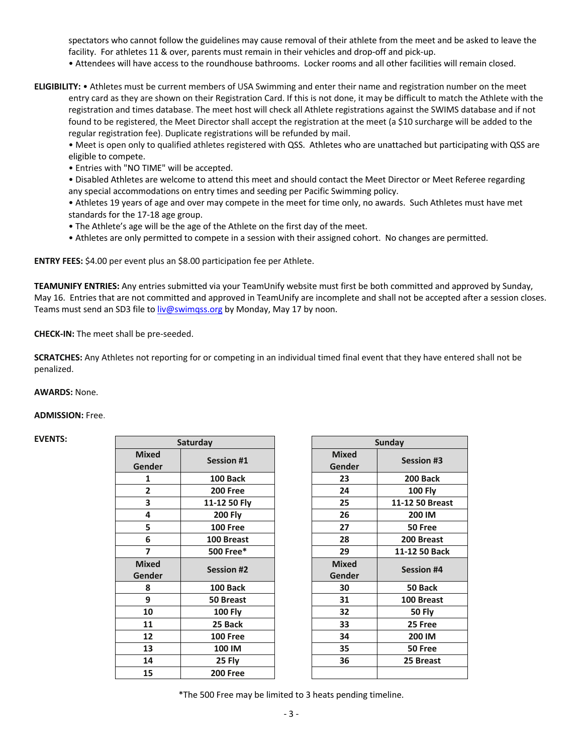spectators who cannot follow the guidelines may cause removal of their athlete from the meet and be asked to leave the facility. For athletes 11 & over, parents must remain in their vehicles and drop-off and pick-up.
• Attendees will have access to the roundhouse bathrooms. Locker rooms and all other facilities will remain closed.

**ELIGIBILITY:** • Athletes must be current members of USA Swimming and enter their name and registration number on the meet entry card as they are shown on their Registration Card. If this is not done, it may be difficult to match the Athlete with the registration and times database. The meet host will check all Athlete registrations against the SWIMS database and if not found to be registered, the Meet Director shall accept the registration at the meet (a $10 surcharge will be added to the regular registration fee). Duplicate registrations will be refunded by mail.
• Meet is open only to qualified athletes registered with QSS. Athletes who are unattached but participating with QSS are eligible to compete.
• Entries with "NO TIME" will be accepted.
• Disabled Athletes are welcome to attend this meet and should contact the Meet Director or Meet Referee regarding any special accommodations on entry times and seeding per Pacific Swimming policy.
• Athletes 19 years of age and over may compete in the meet for time only, no awards. Such Athletes must have met standards for the 17-18 age group.
• The Athlete's age will be the age of the Athlete on the first day of the meet.
• Athletes are only permitted to compete in a session with their assigned cohort. No changes are permitted.

**ENTRY FEES:** $4.00 per event plus an $8.00 participation fee per Athlete.

**TEAMUNIFY ENTRIES:** Any entries submitted via your TeamUnify website must first be both committed and approved by Sunday, May 16. Entries that are not committed and approved in TeamUnify are incomplete and shall not be accepted after a session closes. Teams must send an SD3 file to liv@swimqss.org by Monday, May 17 by noon.

**CHECK-IN:** The meet shall be pre-seeded.

**SCRATCHES:** Any Athletes not reporting for or competing in an individual timed final event that they have entered shall not be penalized.

**AWARDS:** None.

**ADMISSION:** Free.

**EVENTS:**

| Saturday | |
|---|---|
| **Mixed Gender** | **Session #1** |
| 1 | 100 Back |
| 2 | 200 Free |
| 3 | 11-12 50 Fly |
| 4 | 200 Fly |
| 5 | 100 Free |
| 6 | 100 Breast |
| 7 | 500 Free* |
| **Mixed Gender** | **Session #2** |
| 8 | 100 Back |
| 9 | 50 Breast |
| 10 | 100 Fly |
| 11 | 25 Back |
| 12 | 100 Free |
| 13 | 100 IM |
| 14 | 25 Fly |
| 15 | 200 Free |

| Sunday | |
|---|---|
| **Mixed Gender** | **Session #3** |
| 23 | 200 Back |
| 24 | 100 Fly |
| 25 | 11-12 50 Breast |
| 26 | 200 IM |
| 27 | 50 Free |
| 28 | 200 Breast |
| 29 | 11-12 50 Back |
| **Mixed Gender** | **Session #4** |
| 30 | 50 Back |
| 31 | 100 Breast |
| 32 | 50 Fly |
| 33 | 25 Free |
| 34 | 200 IM |
| 35 | 50 Free |
| 36 | 25 Breast |
| | |

*The 500 Free may be limited to 3 heats pending timeline.